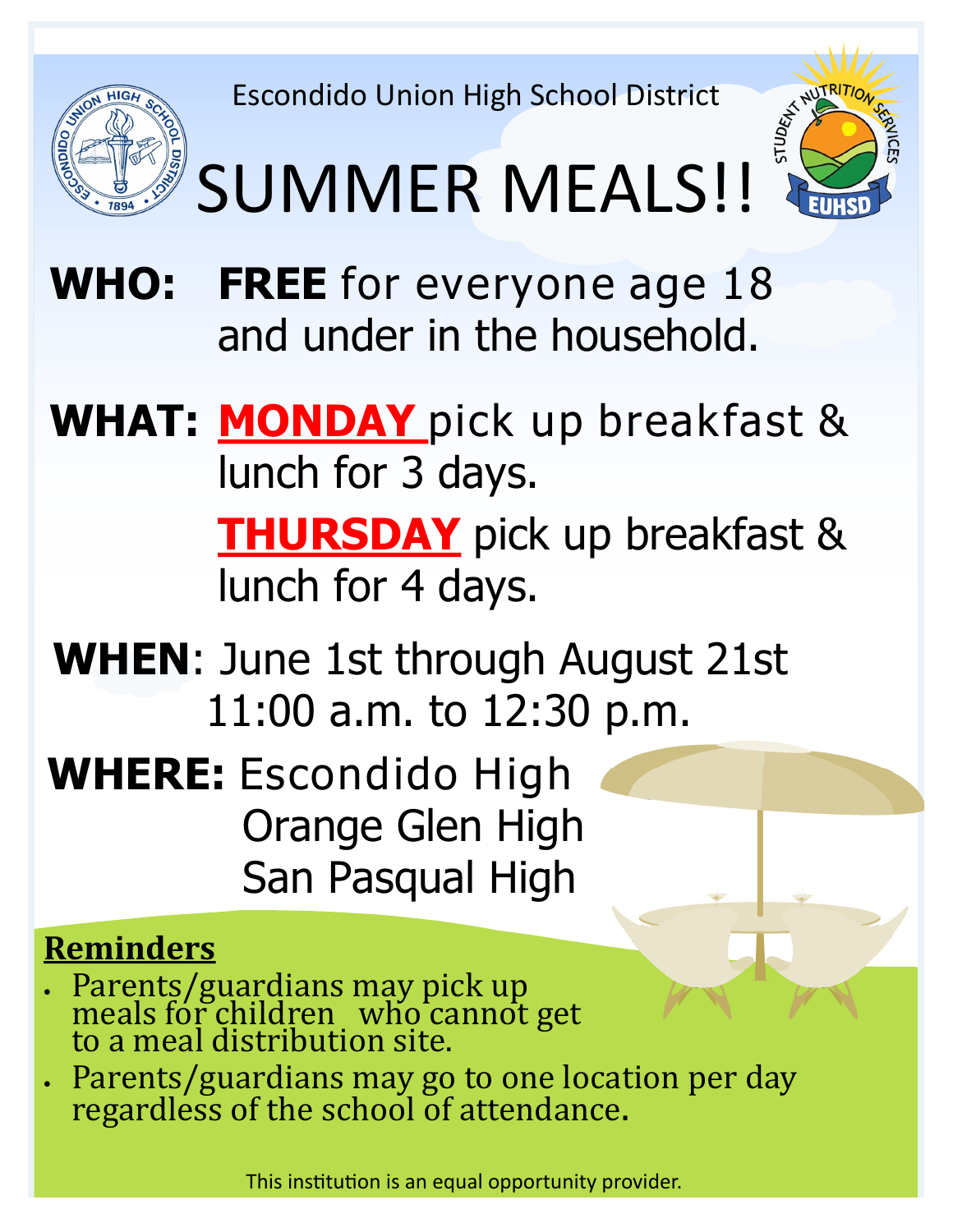Escondido Union High School District

# SUMMER MEALS!!

**WHO:** **FREE** for everyone age 18 and under in the household.

**WHAT:** **MONDAY** pick up breakfast & lunch for 3 days.

**THURSDAY** pick up breakfast & lunch for 4 days.

**WHEN**: June 1st through August 21st
11:00 a.m. to 12:30 p.m.

**WHERE:** Escondido High
Orange Glen High
San Pasqual High

## Reminders

- Parents/guardians may pick up meals for children who cannot get to a meal distribution site.
- Parents/guardians may go to one location per day regardless of the school of attendance.

This institution is an equal opportunity provider.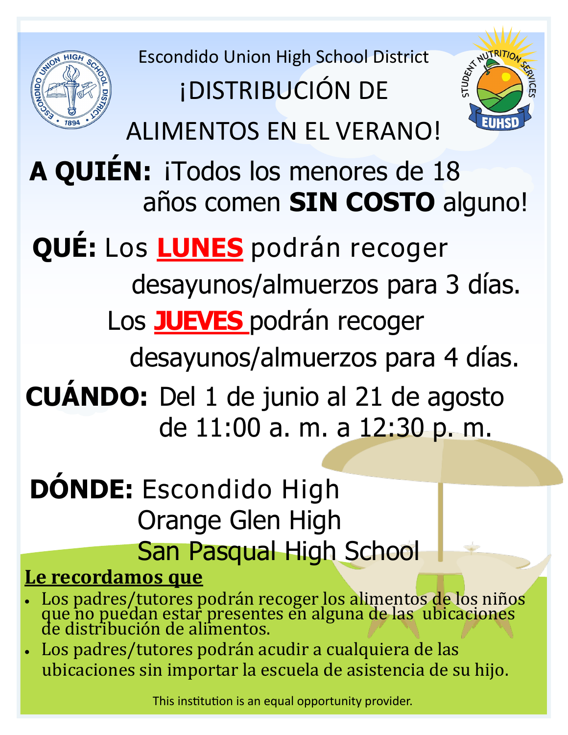Escondido Union High School District

# ¡DISTRIBUCIÓN DE ALIMENTOS EN EL VERANO!

**A QUIÉN:** ¡Todos los menores de 18 años comen **SIN COSTO** alguno!

**QUÉ:** Los **LUNES** podrán recoger desayunos/almuerzos para 3 días.

Los **JUEVES** podrán recoger desayunos/almuerzos para 4 días.

**CUÁNDO:** Del 1 de junio al 21 de agosto de 11:00 a. m. a 12:30 p. m.

**DÓNDE:** Escondido High
Orange Glen High
San Pasqual High School

**Le recordamos que**

- Los padres/tutores podrán recoger los alimentos de los niños que no puedan estar presentes en alguna de las ubicaciones de distribución de alimentos.
- Los padres/tutores podrán acudir a cualquiera de las ubicaciones sin importar la escuela de asistencia de su hijo.

This institution is an equal opportunity provider.